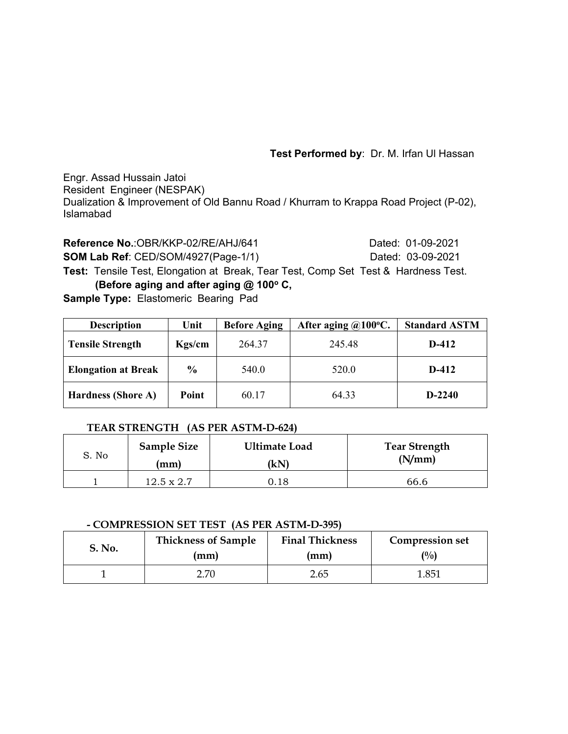**Test Performed by**: Dr. M. Irfan Ul Hassan

Engr. Assad Hussain Jatoi
Resident Engineer (NESPAK)
Dualization & Improvement of Old Bannu Road / Khurram to Krappa Road Project (P-02), Islamabad

**Reference No.**:OBR/KKP-02/RE/AHJ/641 Dated: 01-09-2021
**SOM Lab Ref**: CED/SOM/4927(Page-1/1) Dated: 03-09-2021
**Test:** Tensile Test, Elongation at Break, Tear Test, Comp Set Test & Hardness Test.
**(Before aging and after aging @ 100° C,**
**Sample Type:** Elastomeric Bearing Pad

| Description | Unit | Before Aging | After aging @100°C. | Standard ASTM |
|---|---|---|---|---|
| **Tensile Strength** | **Kgs/cm** | 264.37 | 245.48 | **D-412** |
| **Elongation at Break** | **%** | 540.0 | 520.0 | **D-412** |
| **Hardness (Shore A)** | **Point** | 60.17 | 64.33 | **D-2240** |

**TEAR STRENGTH (AS PER ASTM-D-624)**

| S. No | Sample Size (mm) | Ultimate Load (kN) | Tear Strength (N/mm) |
|---|---|---|---|
| 1 | 12.5 x 2.7 | 0.18 | 66.6 |

**- COMPRESSION SET TEST (AS PER ASTM-D-395)**

| S. No. | Thickness of Sample (mm) | Final Thickness (mm) | Compression set (%) |
|---|---|---|---|
| 1 | 2.70 | 2.65 | 1.851 |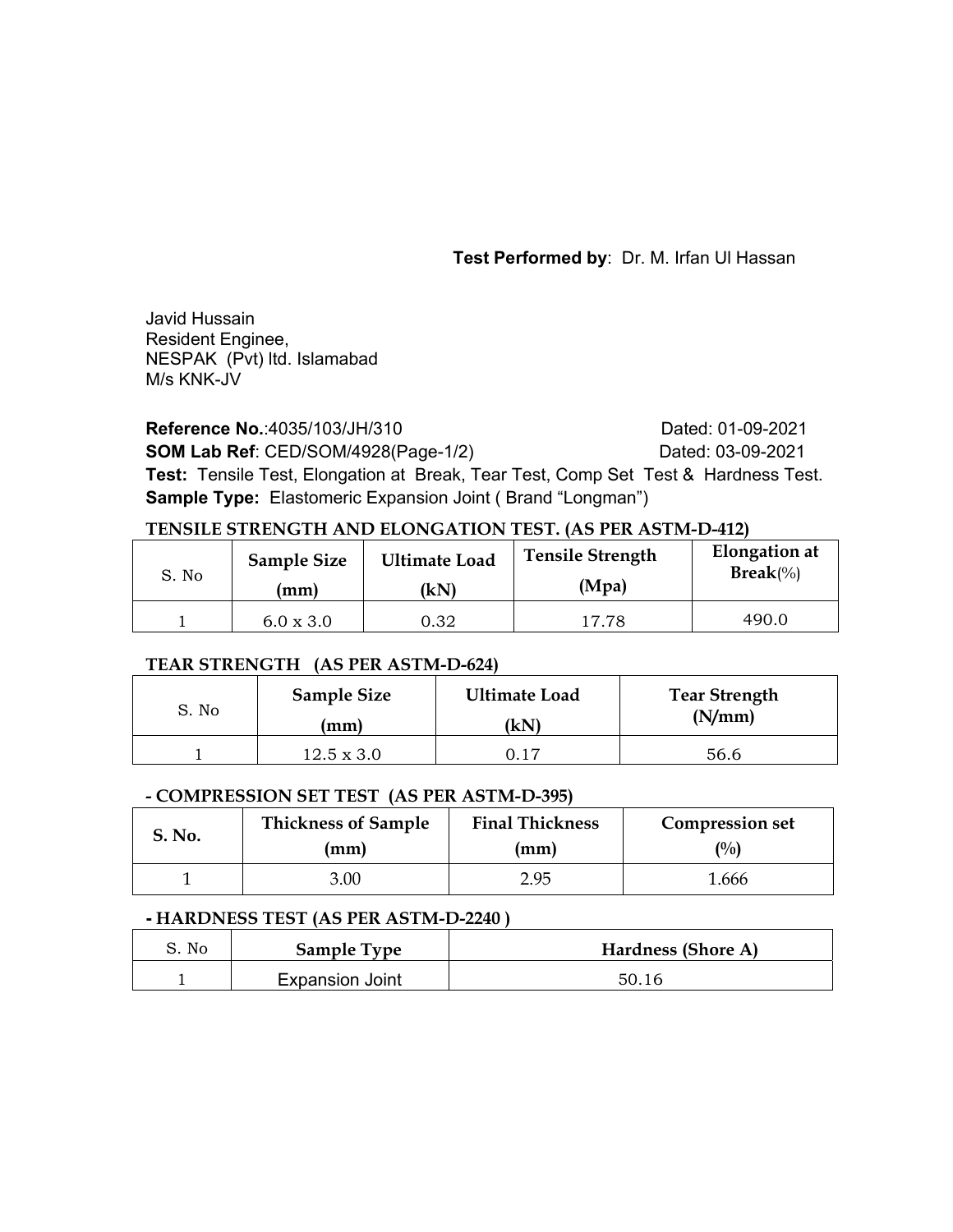**Test Performed by**: Dr. M. Irfan Ul Hassan

Javid Hussain
Resident Enginee,
NESPAK (Pvt) ltd. Islamabad
M/s KNK-JV

**Reference No.**:4035/103/JH/310 Dated: 01-09-2021

**SOM Lab Ref**: CED/SOM/4928(Page-1/2) Dated: 03-09-2021

**Test:** Tensile Test, Elongation at Break, Tear Test, Comp Set Test & Hardness Test.

**Sample Type:** Elastomeric Expansion Joint ( Brand "Longman")

**TENSILE STRENGTH AND ELONGATION TEST. (AS PER ASTM-D-412)**

| S. No | Sample Size (mm) | Ultimate Load (kN) | Tensile Strength (Mpa) | Elongation at Break(%) |
|---|---|---|---|---|
| 1 | 6.0 x 3.0 | 0.32 | 17.78 | 490.0 |

**TEAR STRENGTH (AS PER ASTM-D-624)**

| S. No | Sample Size (mm) | Ultimate Load (kN) | Tear Strength (N/mm) |
|---|---|---|---|
| 1 | 12.5 x 3.0 | 0.17 | 56.6 |

**- COMPRESSION SET TEST (AS PER ASTM-D-395)**

| S. No. | Thickness of Sample (mm) | Final Thickness (mm) | Compression set (%) |
|---|---|---|---|
| 1 | 3.00 | 2.95 | 1.666 |

**- HARDNESS TEST (AS PER ASTM-D-2240 )**

| S. No | Sample Type | Hardness (Shore A) |
|---|---|---|
| 1 | Expansion Joint | 50.16 |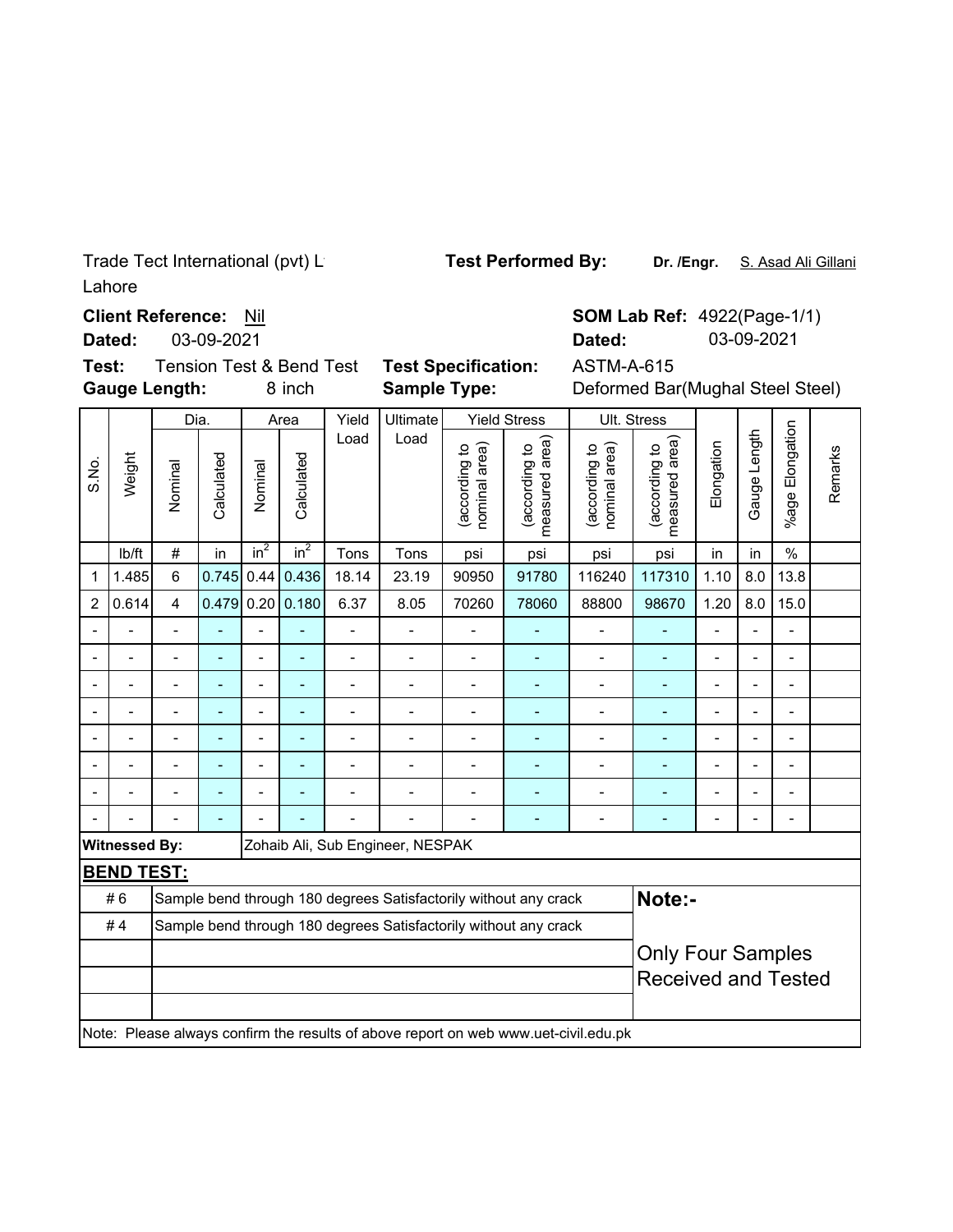Trade Tect International (pvt) L
Lahore

**Test Performed By:** **Dr. /Engr.** S. Asad Ali Gillani

**Client Reference:** Nil
**Dated:** 03-09-2021

**SOM Lab Ref:** 4922(Page-1/1)
**Dated:** 03-09-2021

**Test:** Tension Test & Bend Test
**Gauge Length:** 8 inch

**Test Specification:** ASTM-A-615
**Sample Type:** Deformed Bar(Mughal Steel Steel)

| S.No. | Weight | Dia. | | Area | | Yield Load | Ultimate Load | Yield Stress | | Ult. Stress | | Elongation | Gauge Length | %age Elongation | Remarks |
|---|---|---|---|---|---|---|---|---|---|---|---|---|---|---|---|
| | | Nominal | Calculated | Nominal | Calculated | | | (according to nominal area) | (according to measured area) | (according to nominal area) | (according to measured area) | | | | |
| | lb/ft | # | in | $in^2$ | $in^2$ | Tons | Tons | psi | psi | psi | psi | in | in | % | |
| 1 | 1.485 | 6 | 0.745 | 0.44 | 0.436 | 18.14 | 23.19 | 90950 | 91780 | 116240 | 117310 | 1.10 | 8.0 | 13.8 | |
| 2 | 0.614 | 4 | 0.479 | 0.20 | 0.180 | 6.37 | 8.05 | 70260 | 78060 | 88800 | 98670 | 1.20 | 8.0 | 15.0 | |
| - | - | - | - | - | - | - | - | - | - | - | - | - | - | - | |
| - | - | - | - | - | - | - | - | - | - | - | - | - | - | - | |
| - | - | - | - | - | - | - | - | - | - | - | - | - | - | - | |
| - | - | - | - | - | - | - | - | - | - | - | - | - | - | - | |
| - | - | - | - | - | - | - | - | - | - | - | - | - | - | - | |
| - | - | - | - | - | - | - | - | - | - | - | - | - | - | - | |
| - | - | - | - | - | - | - | - | - | - | - | - | - | - | - | |
| - | - | - | - | - | - | - | - | - | - | - | - | - | - | - | |

**Witnessed By:** Zohaib Ali, Sub Engineer, NESPAK

**BEND TEST:**

| | | |
|---|---|---|
| # 6 | Sample bend through 180 degrees Satisfactorily without any crack | **Note:-** |
| # 4 | Sample bend through 180 degrees Satisfactorily without any crack | Only Four Samples Received and Tested |

Note: Please always confirm the results of above report on web www.uet-civil.edu.pk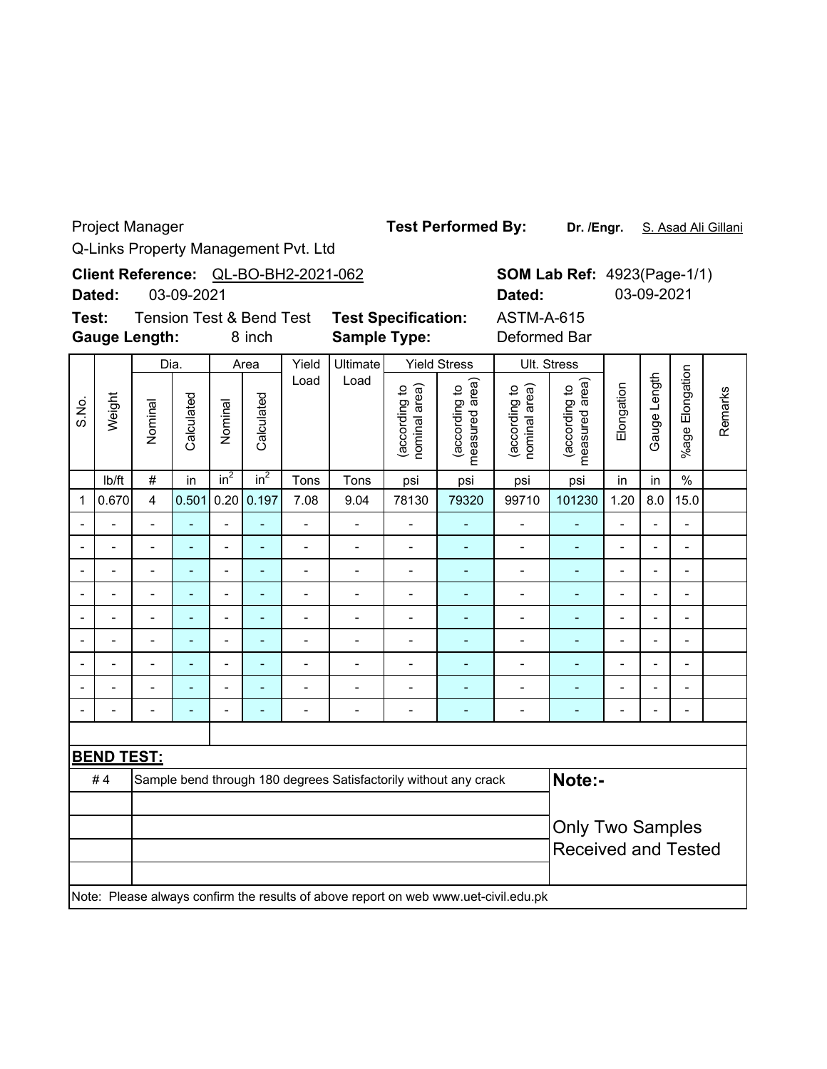Project Manager

Q-Links Property Management Pvt. Ltd

**Test Performed By:** **Dr. /Engr.** S. Asad Ali Gillani

**Client Reference:** QL-BO-BH2-2021-062

**Dated:** 03-09-2021

**SOM Lab Ref:** 4923(Page-1/1)

**Dated:** 03-09-2021

**Test:** Tension Test & Bend Test

**Test Specification:** ASTM-A-615

**Gauge Length:** 8 inch

**Sample Type:** Deformed Bar

| S.No. | Weight | Dia. | | Area | | Yield Load | Ultimate Load | Yield Stress | | Ult. Stress | | Elongation | Gauge Length | %age Elongation | Remarks |
|---|---|---|---|---|---|---|---|---|---|---|---|---|---|---|---|
| | | Nominal | Calculated | Nominal | Calculated | | | (according to nominal area) | (according to measured area) | (according to nominal area) | (according to measured area) | | | | |
| | lb/ft | # | in | $in^2$ | $in^2$ | Tons | Tons | psi | psi | psi | psi | in | in | % | |
| 1 | 0.670 | 4 | 0.501 | 0.20 | 0.197 | 7.08 | 9.04 | 78130 | 79320 | 99710 | 101230 | 1.20 | 8.0 | 15.0 | |
| - | - | - | - | - | - | - | - | - | - | - | - | - | - | - | |
| - | - | - | - | - | - | - | - | - | - | - | - | - | - | - | |
| - | - | - | - | - | - | - | - | - | - | - | - | - | - | - | |
| - | - | - | - | - | - | - | - | - | - | - | - | - | - | - | |
| - | - | - | - | - | - | - | - | - | - | - | - | - | - | - | |
| - | - | - | - | - | - | - | - | - | - | - | - | - | - | - | |
| - | - | - | - | - | - | - | - | - | - | - | - | - | - | - | |
| - | - | - | - | - | - | - | - | - | - | - | - | - | - | - | |
| - | - | - | - | - | - | - | - | - | - | - | - | - | - | - | |

## BEND TEST:

| | |
|---|---|
| # 4 | Sample bend through 180 degrees Satisfactorily without any crack |

**Note:-**

Only Two Samples Received and Tested

Note: Please always confirm the results of above report on web www.uet-civil.edu.pk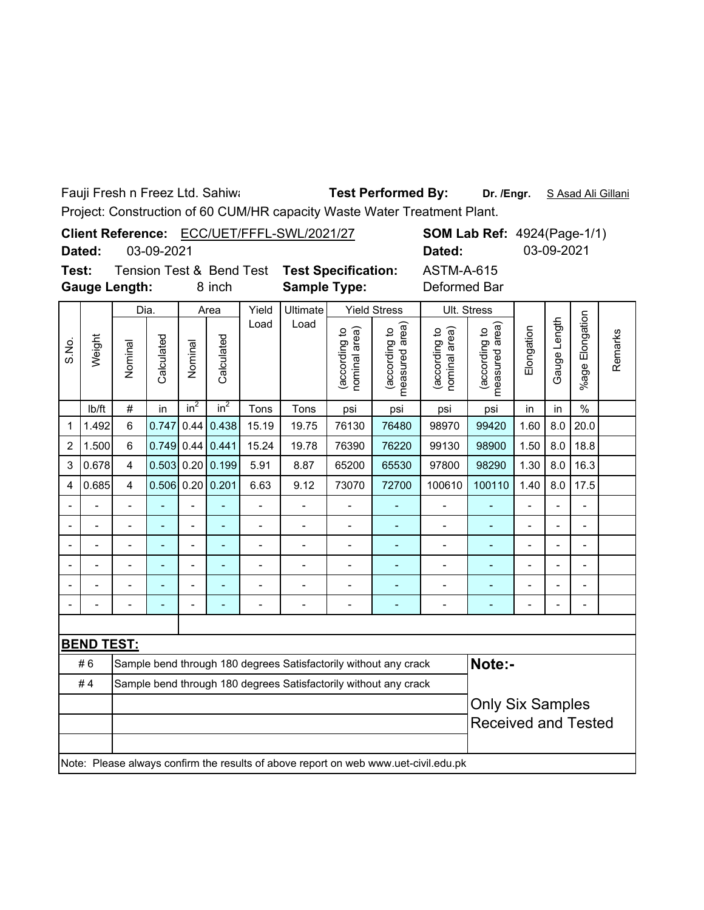Fauji Fresh n Freez Ltd. Sahiwa

**Test Performed By:** **Dr. /Engr.** S Asad Ali Gillani

Project: Construction of 60 CUM/HR capacity Waste Water Treatment Plant.

**Client Reference:** ECC/UET/FFFL-SWL/2021/27 **SOM Lab Ref:** 4924(Page-1/1)

**Dated:** 03-09-2021 **Dated:** 03-09-2021

**Test:** Tension Test & Bend Test **Test Specification:** ASTM-A-615

**Gauge Length:** 8 inch **Sample Type:** Deformed Bar

| S.No. | Weight | Dia. | | Area | | Yield Load | Ultimate Load | Yield Stress | | Ult. Stress | | Elongation | Gauge Length | %age Elongation | Remarks |
|---|---|---|---|---|---|---|---|---|---|---|---|---|---|---|---|
| | | Nominal | Calculated | Nominal | Calculated | | | (according to nominal area) | (according to measured area) | (according to nominal area) | (according to measured area) | | | | |
| | lb/ft | # | in | $in^2$ | $in^2$ | Tons | Tons | psi | psi | psi | psi | in | in | % | |
| 1 | 1.492 | 6 | 0.747 | 0.44 | 0.438 | 15.19 | 19.75 | 76130 | 76480 | 98970 | 99420 | 1.60 | 8.0 | 20.0 | |
| 2 | 1.500 | 6 | 0.749 | 0.44 | 0.441 | 15.24 | 19.78 | 76390 | 76220 | 99130 | 98900 | 1.50 | 8.0 | 18.8 | |
| 3 | 0.678 | 4 | 0.503 | 0.20 | 0.199 | 5.91 | 8.87 | 65200 | 65530 | 97800 | 98290 | 1.30 | 8.0 | 16.3 | |
| 4 | 0.685 | 4 | 0.506 | 0.20 | 0.201 | 6.63 | 9.12 | 73070 | 72700 | 100610 | 100110 | 1.40 | 8.0 | 17.5 | |
| - | - | - | - | - | - | - | - | - | - | - | - | - | - | - | |
| - | - | - | - | - | - | - | - | - | - | - | - | - | - | - | |
| - | - | - | - | - | - | - | - | - | - | - | - | - | - | - | |
| - | - | - | - | - | - | - | - | - | - | - | - | - | - | - | |
| - | - | - | - | - | - | - | - | - | - | - | - | - | - | - | |
| - | - | - | - | - | - | - | - | - | - | - | - | - | - | - | |

**BEND TEST:**

| | | |
|---|---|---|
| # 6 | Sample bend through 180 degrees Satisfactorily without any crack | **Note:-** |
| # 4 | Sample bend through 180 degrees Satisfactorily without any crack | |
| | | Only Six Samples Received and Tested |

Note: Please always confirm the results of above report on web www.uet-civil.edu.pk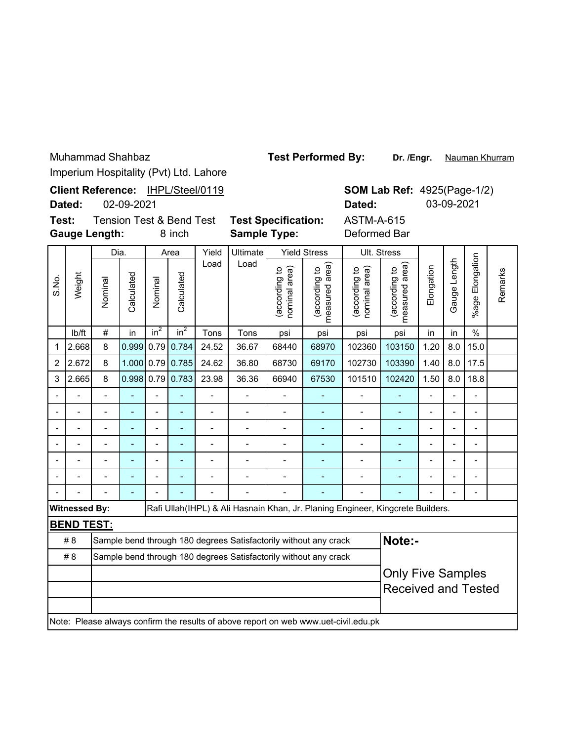Muhammad Shahbaz
Imperium Hospitality (Pvt) Ltd. Lahore

**Test Performed By:** **Dr. /Engr.** Nauman Khurram

**Client Reference:** IHPL/Steel/0119
**Dated:** 02-09-2021

**SOM Lab Ref:** 4925(Page-1/2)
**Dated:** 03-09-2021

**Test:** Tension Test & Bend Test
**Gauge Length:** 8 inch

**Test Specification:** ASTM-A-615
**Sample Type:** Deformed Bar

| S.No. | Weight | Dia. | | Area | | Yield Load | Ultimate Load | Yield Stress | | Ult. Stress | | Elongation | Gauge Length | %age Elongation | Remarks |
|---|---|---|---|---|---|---|---|---|---|---|---|---|---|---|---|
| | | Nominal | Calculated | Nominal | Calculated | | | (according to nominal area) | (according to measured area) | (according to nominal area) | (according to measured area) | | | | |
| | lb/ft | # | in | $in^2$ | $in^2$ | Tons | Tons | psi | psi | psi | psi | in | in | % | |
| 1 | 2.668 | 8 | 0.999 | 0.79 | 0.784 | 24.52 | 36.67 | 68440 | 68970 | 102360 | 103150 | 1.20 | 8.0 | 15.0 | |
| 2 | 2.672 | 8 | 1.000 | 0.79 | 0.785 | 24.62 | 36.80 | 68730 | 69170 | 102730 | 103390 | 1.40 | 8.0 | 17.5 | |
| 3 | 2.665 | 8 | 0.998 | 0.79 | 0.783 | 23.98 | 36.36 | 66940 | 67530 | 101510 | 102420 | 1.50 | 8.0 | 18.8 | |
| - | - | - | - | - | - | - | - | - | - | - | - | - | - | - | |
| - | - | - | - | - | - | - | - | - | - | - | - | - | - | - | |
| - | - | - | - | - | - | - | - | - | - | - | - | - | - | - | |
| - | - | - | - | - | - | - | - | - | - | - | - | - | - | - | |
| - | - | - | - | - | - | - | - | - | - | - | - | - | - | - | |
| - | - | - | - | - | - | - | - | - | - | - | - | - | - | - | |
| - | - | - | - | - | - | - | - | - | - | - | - | - | - | - | |

**Witnessed By:** Rafi Ullah(IHPL) & Ali Hasnain Khan, Jr. Planing Engineer, Kingcrete Builders.

**BEND TEST:**

| | |
|---|---|
| # 8 | Sample bend through 180 degrees Satisfactorily without any crack |
| # 8 | Sample bend through 180 degrees Satisfactorily without any crack |
| | |
| | |
| | |

**Note:-**

Only Five Samples Received and Tested

Note: Please always confirm the results of above report on web www.uet-civil.edu.pk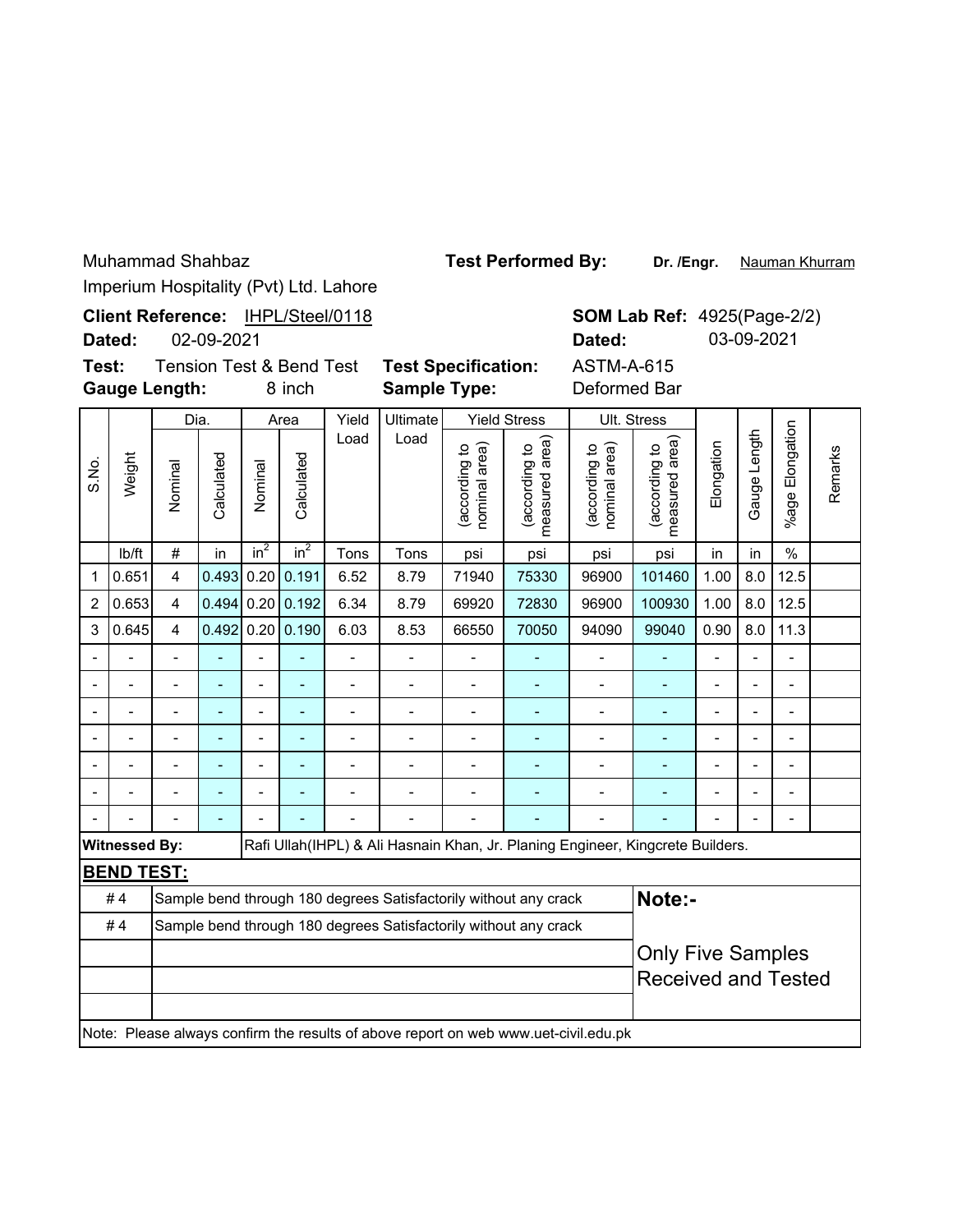Muhammad Shahbaz
Imperium Hospitality (Pvt) Ltd. Lahore

**Test Performed By:** **Dr. /Engr.** Nauman Khurram

**Client Reference:** IHPL/Steel/0118
**Dated:** 02-09-2021

**SOM Lab Ref:** 4925(Page-2/2)
**Dated:** 03-09-2021

**Test:** Tension Test & Bend Test
**Gauge Length:** 8 inch

**Test Specification:** ASTM-A-615
**Sample Type:** Deformed Bar

| S.No. | Weight | Dia. | | Area | | Yield Load | Ultimate Load | Yield Stress | | Ult. Stress | | Elongation | Gauge Length | %age Elongation | Remarks |
|---|---|---|---|---|---|---|---|---|---|---|---|---|---|---|---|
| | | Nominal | Calculated | Nominal | Calculated | | | (according to nominal area) | (according to measured area) | (according to nominal area) | (according to measured area) | | | | |
| | lb/ft | # | in | $in^2$ | $in^2$ | Tons | Tons | psi | psi | psi | psi | in | in | % | |
| 1 | 0.651 | 4 | 0.493 | 0.20 | 0.191 | 6.52 | 8.79 | 71940 | 75330 | 96900 | 101460 | 1.00 | 8.0 | 12.5 | |
| 2 | 0.653 | 4 | 0.494 | 0.20 | 0.192 | 6.34 | 8.79 | 69920 | 72830 | 96900 | 100930 | 1.00 | 8.0 | 12.5 | |
| 3 | 0.645 | 4 | 0.492 | 0.20 | 0.190 | 6.03 | 8.53 | 66550 | 70050 | 94090 | 99040 | 0.90 | 8.0 | 11.3 | |
| - | - | - | - | - | - | - | - | - | - | - | - | - | - | - | |
| - | - | - | - | - | - | - | - | - | - | - | - | - | - | - | |
| - | - | - | - | - | - | - | - | - | - | - | - | - | - | - | |
| - | - | - | - | - | - | - | - | - | - | - | - | - | - | - | |
| - | - | - | - | - | - | - | - | - | - | - | - | - | - | - | |
| - | - | - | - | - | - | - | - | - | - | - | - | - | - | - | |
| - | - | - | - | - | - | - | - | - | - | - | - | - | - | - | |

**Witnessed By:** Rafi Ullah(IHPL) & Ali Hasnain Khan, Jr. Planing Engineer, Kingcrete Builders.

**BEND TEST:**

| # | Result |
|---|---|
| # 4 | Sample bend through 180 degrees Satisfactorily without any crack |
| # 4 | Sample bend through 180 degrees Satisfactorily without any crack |
| | |
| | |
| | |

**Note:-**

Only Five Samples Received and Tested

Note: Please always confirm the results of above report on web www.uet-civil.edu.pk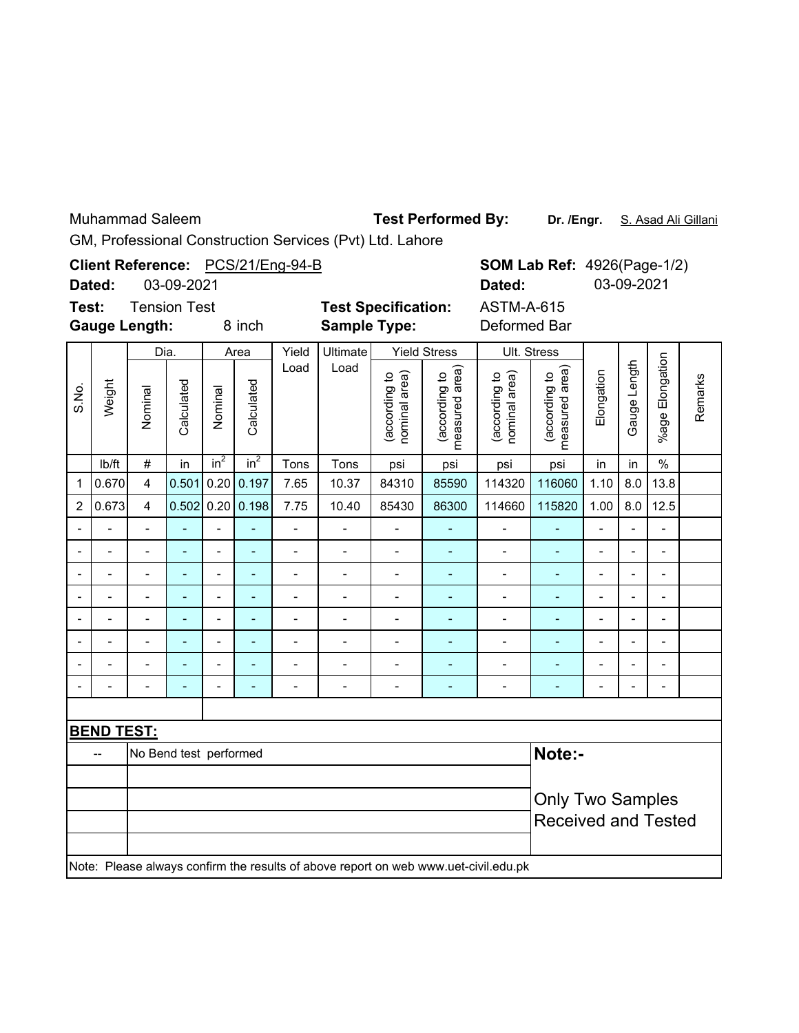Muhammad Saleem

GM, Professional Construction Services (Pvt) Ltd. Lahore

**Test Performed By:** **Dr. /Engr.** S. Asad Ali Gillani

**Client Reference:** PCS/21/Eng-94-B

**Dated:** 03-09-2021

**SOM Lab Ref:** 4926(Page-1/2)

**Dated:** 03-09-2021

**Test:** Tension Test

**Gauge Length:** 8 inch

**Test Specification:** ASTM-A-615

**Sample Type:** Deformed Bar

| S.No. | Weight | Dia. | | Area | | Yield Load | Ultimate Load | Yield Stress | | Ult. Stress | | Elongation | Gauge Length | %age Elongation | Remarks |
|---|---|---|---|---|---|---|---|---|---|---|---|---|---|---|---|
| | | Nominal | Calculated | Nominal | Calculated | | | (according to nominal area) | (according to measured area) | (according to nominal area) | (according to measured area) | | | | |
| | lb/ft | # | in | $in^2$ | $in^2$ | Tons | Tons | psi | psi | psi | psi | in | in | % | |
| 1 | 0.670 | 4 | 0.501 | 0.20 | 0.197 | 7.65 | 10.37 | 84310 | 85590 | 114320 | 116060 | 1.10 | 8.0 | 13.8 | |
| 2 | 0.673 | 4 | 0.502 | 0.20 | 0.198 | 7.75 | 10.40 | 85430 | 86300 | 114660 | 115820 | 1.00 | 8.0 | 12.5 | |
| - | - | - | - | - | - | - | - | - | - | - | - | - | - | - | |
| - | - | - | - | - | - | - | - | - | - | - | - | - | - | - | |
| - | - | - | - | - | - | - | - | - | - | - | - | - | - | - | |
| - | - | - | - | - | - | - | - | - | - | - | - | - | - | - | |
| - | - | - | - | - | - | - | - | - | - | - | - | - | - | - | |
| - | - | - | - | - | - | - | - | - | - | - | - | - | - | - | |
| - | - | - | - | - | - | - | - | - | - | - | - | - | - | - | |
| - | - | - | - | - | - | - | - | - | - | - | - | - | - | - | |

**BEND TEST:**

| | | |
|---|---|---|
| -- | No Bend test performed | **Note:-** |
| | | Only Two Samples Received and Tested |

Note: Please always confirm the results of above report on web www.uet-civil.edu.pk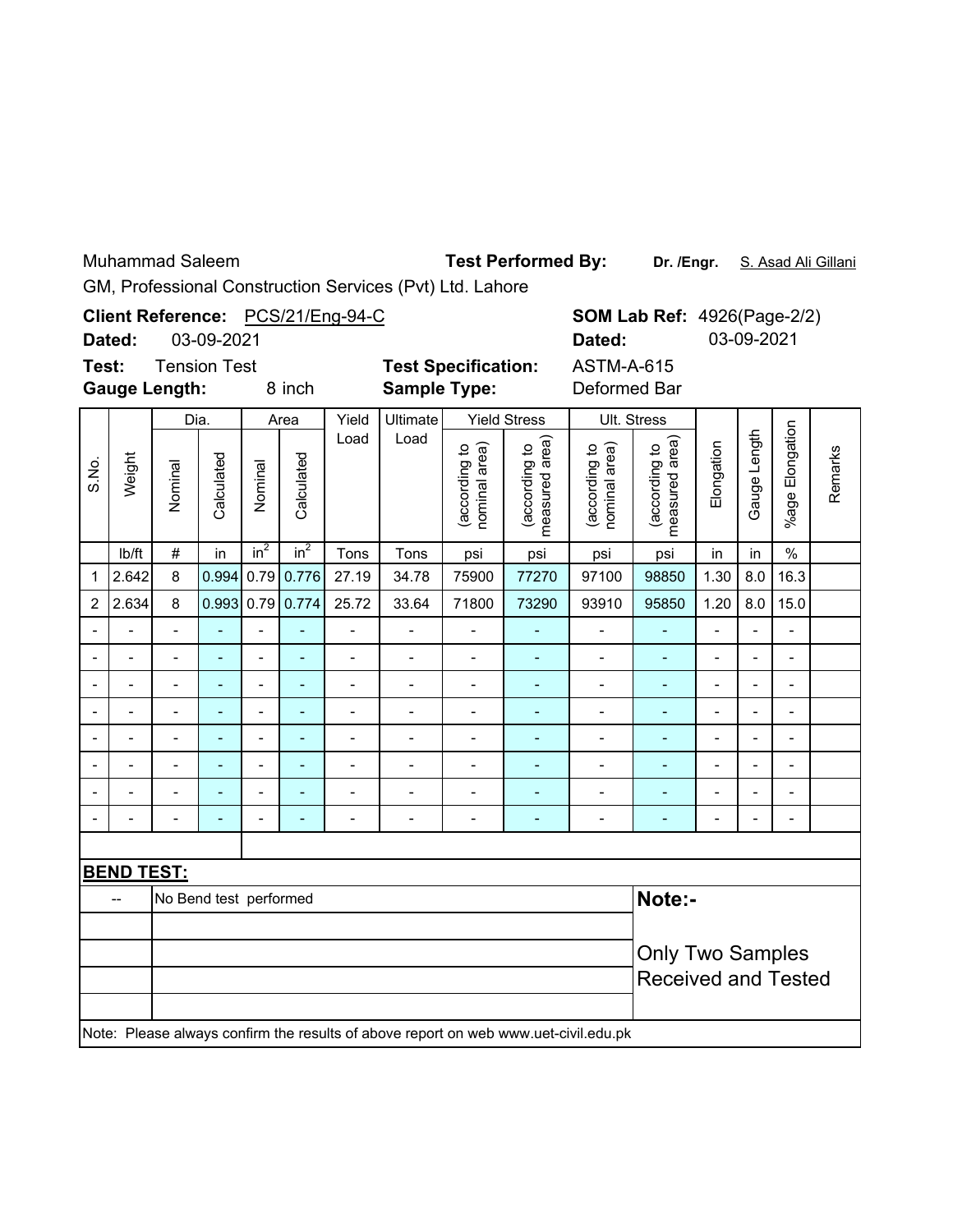Muhammad Saleem
GM, Professional Construction Services (Pvt) Ltd. Lahore

**Test Performed By:** **Dr. /Engr.** S. Asad Ali Gillani

**Client Reference:** PCS/21/Eng-94-C
**Dated:** 03-09-2021

**SOM Lab Ref:** 4926(Page-2/2)
**Dated:** 03-09-2021

**Test:** Tension Test
**Gauge Length:** 8 inch

**Test Specification:** ASTM-A-615
**Sample Type:** Deformed Bar

| S.No. | Weight | Dia. | | Area | | Yield Load | Ultimate Load | Yield Stress | | Ult. Stress | | Elongation | Gauge Length | %age Elongation | Remarks |
|---|---|---|---|---|---|---|---|---|---|---|---|---|---|---|---|
| | | Nominal | Calculated | Nominal | Calculated | | | (according to nominal area) | (according to measured area) | (according to nominal area) | (according to measured area) | | | | |
| | lb/ft | # | in | $in^2$ | $in^2$ | Tons | Tons | psi | psi | psi | psi | in | in | % | |
| 1 | 2.642 | 8 | 0.994 | 0.79 | 0.776 | 27.19 | 34.78 | 75900 | 77270 | 97100 | 98850 | 1.30 | 8.0 | 16.3 | |
| 2 | 2.634 | 8 | 0.993 | 0.79 | 0.774 | 25.72 | 33.64 | 71800 | 73290 | 93910 | 95850 | 1.20 | 8.0 | 15.0 | |
| - | - | - | - | - | - | - | - | - | - | - | - | - | - | - | |
| - | - | - | - | - | - | - | - | - | - | - | - | - | - | - | |
| - | - | - | - | - | - | - | - | - | - | - | - | - | - | - | |
| - | - | - | - | - | - | - | - | - | - | - | - | - | - | - | |
| - | - | - | - | - | - | - | - | - | - | - | - | - | - | - | |
| - | - | - | - | - | - | - | - | - | - | - | - | - | - | - | |
| - | - | - | - | - | - | - | - | - | - | - | - | - | - | - | |
| - | - | - | - | - | - | - | - | - | - | - | - | - | - | - | |

**BEND TEST:**

| | |
|---|---|
| -- | No Bend test performed |

**Note:-**

Only Two Samples Received and Tested

Note: Please always confirm the results of above report on web www.uet-civil.edu.pk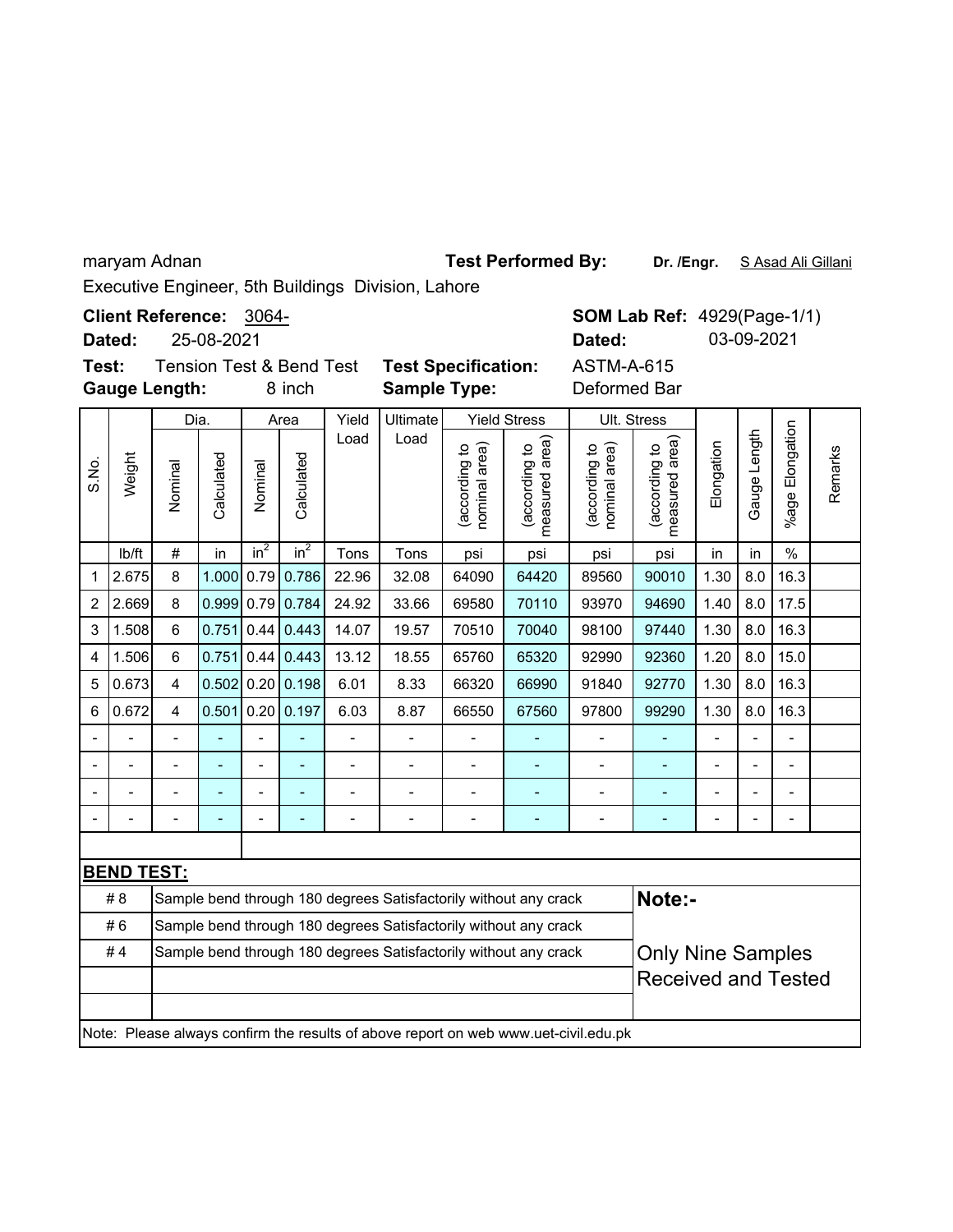maryam Adnan **Test Performed By:** **Dr. /Engr.** S Asad Ali Gillani

Executive Engineer, 5th Buildings Division, Lahore

**Client Reference:** 3064- **SOM Lab Ref:** 4929(Page-1/1)

**Dated:** 25-08-2021 **Dated:** 03-09-2021

**Test:** Tension Test & Bend Test **Test Specification:** ASTM-A-615

**Gauge Length:** 8 inch **Sample Type:** Deformed Bar

| S.No. | Weight | Dia. | | Area | | Yield Load | Ultimate Load | Yield Stress | | Ult. Stress | | Elongation | Gauge Length | %age Elongation | Remarks |
|---|---|---|---|---|---|---|---|---|---|---|---|---|---|---|---|
| | | Nominal | Calculated | Nominal | Calculated | | | (according to nominal area) | (according to measured area) | (according to nominal area) | (according to measured area) | | | | |
| | lb/ft | # | in | $in^2$ | $in^2$ | Tons | Tons | psi | psi | psi | psi | in | in | % | |
| 1 | 2.675 | 8 | 1.000 | 0.79 | 0.786 | 22.96 | 32.08 | 64090 | 64420 | 89560 | 90010 | 1.30 | 8.0 | 16.3 | |
| 2 | 2.669 | 8 | 0.999 | 0.79 | 0.784 | 24.92 | 33.66 | 69580 | 70110 | 93970 | 94690 | 1.40 | 8.0 | 17.5 | |
| 3 | 1.508 | 6 | 0.751 | 0.44 | 0.443 | 14.07 | 19.57 | 70510 | 70040 | 98100 | 97440 | 1.30 | 8.0 | 16.3 | |
| 4 | 1.506 | 6 | 0.751 | 0.44 | 0.443 | 13.12 | 18.55 | 65760 | 65320 | 92990 | 92360 | 1.20 | 8.0 | 15.0 | |
| 5 | 0.673 | 4 | 0.502 | 0.20 | 0.198 | 6.01 | 8.33 | 66320 | 66990 | 91840 | 92770 | 1.30 | 8.0 | 16.3 | |
| 6 | 0.672 | 4 | 0.501 | 0.20 | 0.197 | 6.03 | 8.87 | 66550 | 67560 | 97800 | 99290 | 1.30 | 8.0 | 16.3 | |
| - | - | - | - | - | - | - | - | - | - | - | - | - | - | - | |
| - | - | - | - | - | - | - | - | - | - | - | - | - | - | - | |
| - | - | - | - | - | - | - | - | - | - | - | - | - | - | - | |
| - | - | - | - | - | - | - | - | - | - | - | - | - | - | - | |

**BEND TEST:**

| | |
|---|---|
| # 8 | Sample bend through 180 degrees Satisfactorily without any crack |
| # 6 | Sample bend through 180 degrees Satisfactorily without any crack |
| # 4 | Sample bend through 180 degrees Satisfactorily without any crack |

**Note:-**

Only Nine Samples Received and Tested

Note: Please always confirm the results of above report on web www.uet-civil.edu.pk